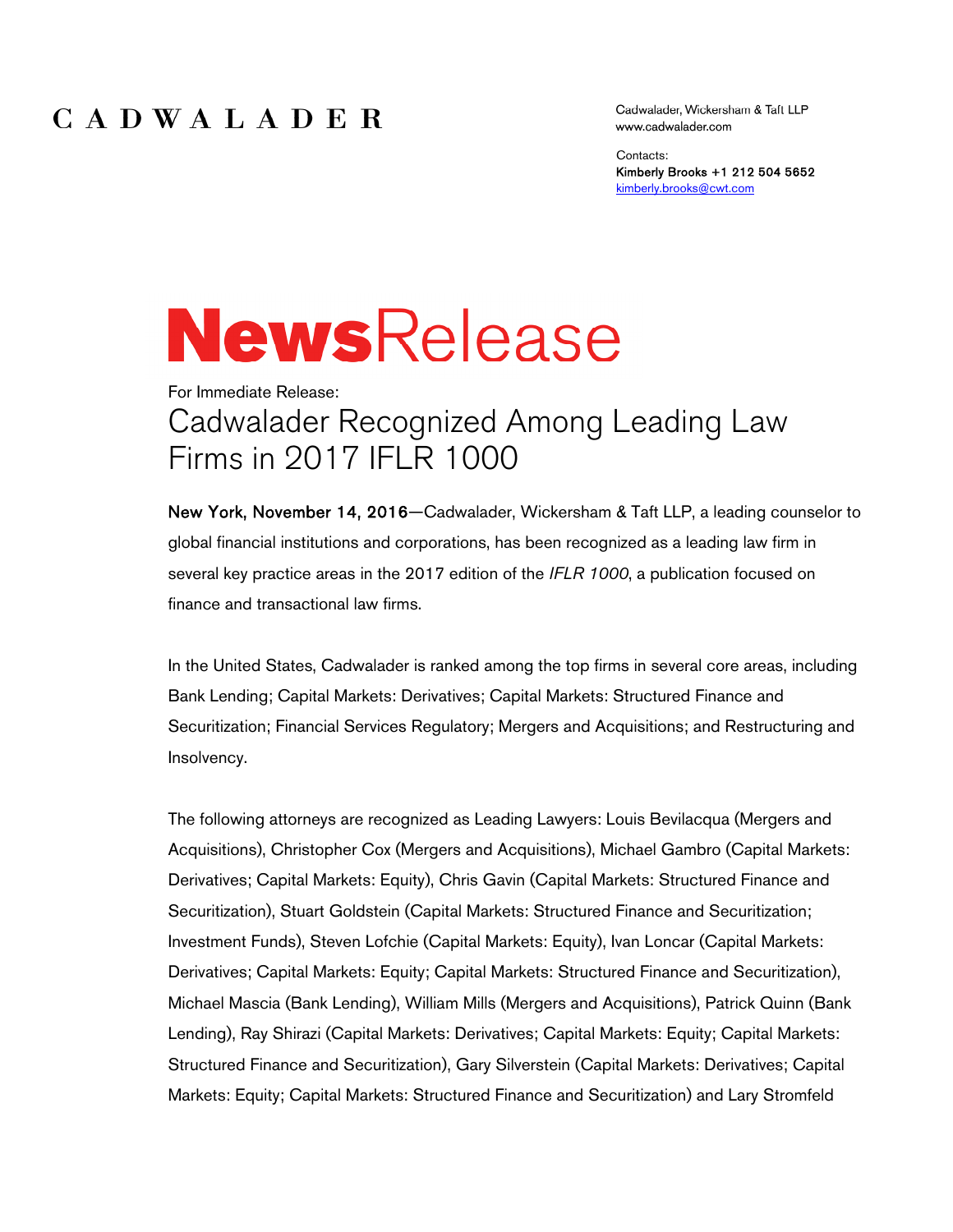# CADWALADER

Cadwalader, Wickersham & Taft LLP
www.cadwalader.com

Contacts:
**Kimberly Brooks +1 212 504 5652**
kimberly.brooks@cwt.com

# NewsRelease

For Immediate Release:

## Cadwalader Recognized Among Leading Law Firms in 2017 IFLR 1000

**New York, November 14, 2016**—Cadwalader, Wickersham & Taft LLP, a leading counselor to global financial institutions and corporations, has been recognized as a leading law firm in several key practice areas in the 2017 edition of the *IFLR 1000*, a publication focused on finance and transactional law firms.

In the United States, Cadwalader is ranked among the top firms in several core areas, including Bank Lending; Capital Markets: Derivatives; Capital Markets: Structured Finance and Securitization; Financial Services Regulatory; Mergers and Acquisitions; and Restructuring and Insolvency.

The following attorneys are recognized as Leading Lawyers: Louis Bevilacqua (Mergers and Acquisitions), Christopher Cox (Mergers and Acquisitions), Michael Gambro (Capital Markets: Derivatives; Capital Markets: Equity), Chris Gavin (Capital Markets: Structured Finance and Securitization), Stuart Goldstein (Capital Markets: Structured Finance and Securitization; Investment Funds), Steven Lofchie (Capital Markets: Equity), Ivan Loncar (Capital Markets: Derivatives; Capital Markets: Equity; Capital Markets: Structured Finance and Securitization), Michael Mascia (Bank Lending), William Mills (Mergers and Acquisitions), Patrick Quinn (Bank Lending), Ray Shirazi (Capital Markets: Derivatives; Capital Markets: Equity; Capital Markets: Structured Finance and Securitization), Gary Silverstein (Capital Markets: Derivatives; Capital Markets: Equity; Capital Markets: Structured Finance and Securitization) and Lary Stromfeld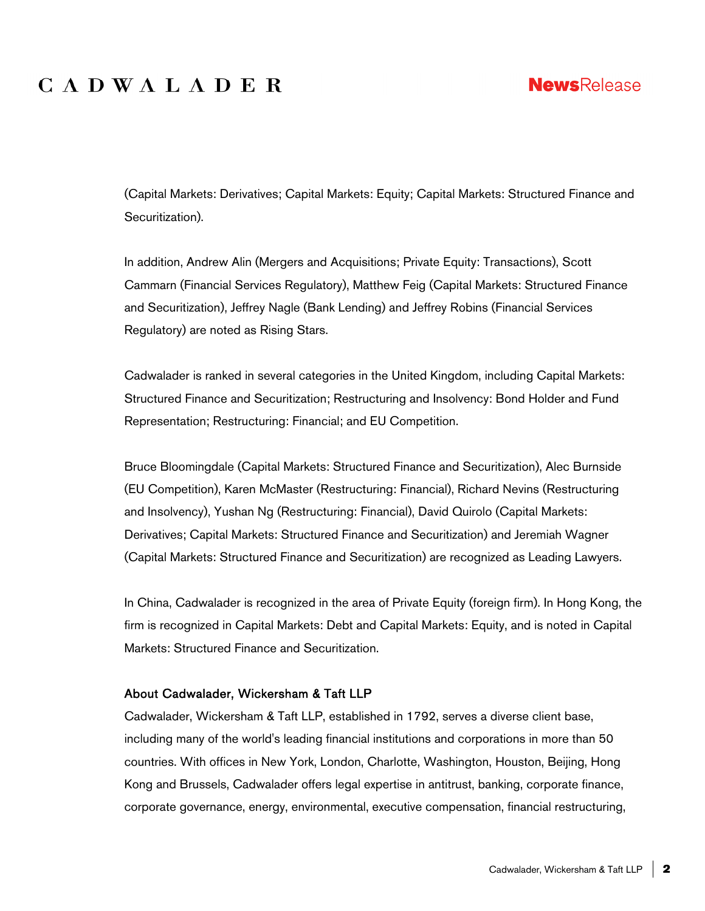(Capital Markets: Derivatives; Capital Markets: Equity; Capital Markets: Structured Finance and Securitization).

In addition, Andrew Alin (Mergers and Acquisitions; Private Equity: Transactions), Scott Cammarn (Financial Services Regulatory), Matthew Feig (Capital Markets: Structured Finance and Securitization), Jeffrey Nagle (Bank Lending) and Jeffrey Robins (Financial Services Regulatory) are noted as Rising Stars.

Cadwalader is ranked in several categories in the United Kingdom, including Capital Markets: Structured Finance and Securitization; Restructuring and Insolvency: Bond Holder and Fund Representation; Restructuring: Financial; and EU Competition.

Bruce Bloomingdale (Capital Markets: Structured Finance and Securitization), Alec Burnside (EU Competition), Karen McMaster (Restructuring: Financial), Richard Nevins (Restructuring and Insolvency), Yushan Ng (Restructuring: Financial), David Quirolo (Capital Markets: Derivatives; Capital Markets: Structured Finance and Securitization) and Jeremiah Wagner (Capital Markets: Structured Finance and Securitization) are recognized as Leading Lawyers.

In China, Cadwalader is recognized in the area of Private Equity (foreign firm). In Hong Kong, the firm is recognized in Capital Markets: Debt and Capital Markets: Equity, and is noted in Capital Markets: Structured Finance and Securitization.

#### About Cadwalader, Wickersham & Taft LLP

Cadwalader, Wickersham & Taft LLP, established in 1792, serves a diverse client base, including many of the world's leading financial institutions and corporations in more than 50 countries. With offices in New York, London, Charlotte, Washington, Houston, Beijing, Hong Kong and Brussels, Cadwalader offers legal expertise in antitrust, banking, corporate finance, corporate governance, energy, environmental, executive compensation, financial restructuring,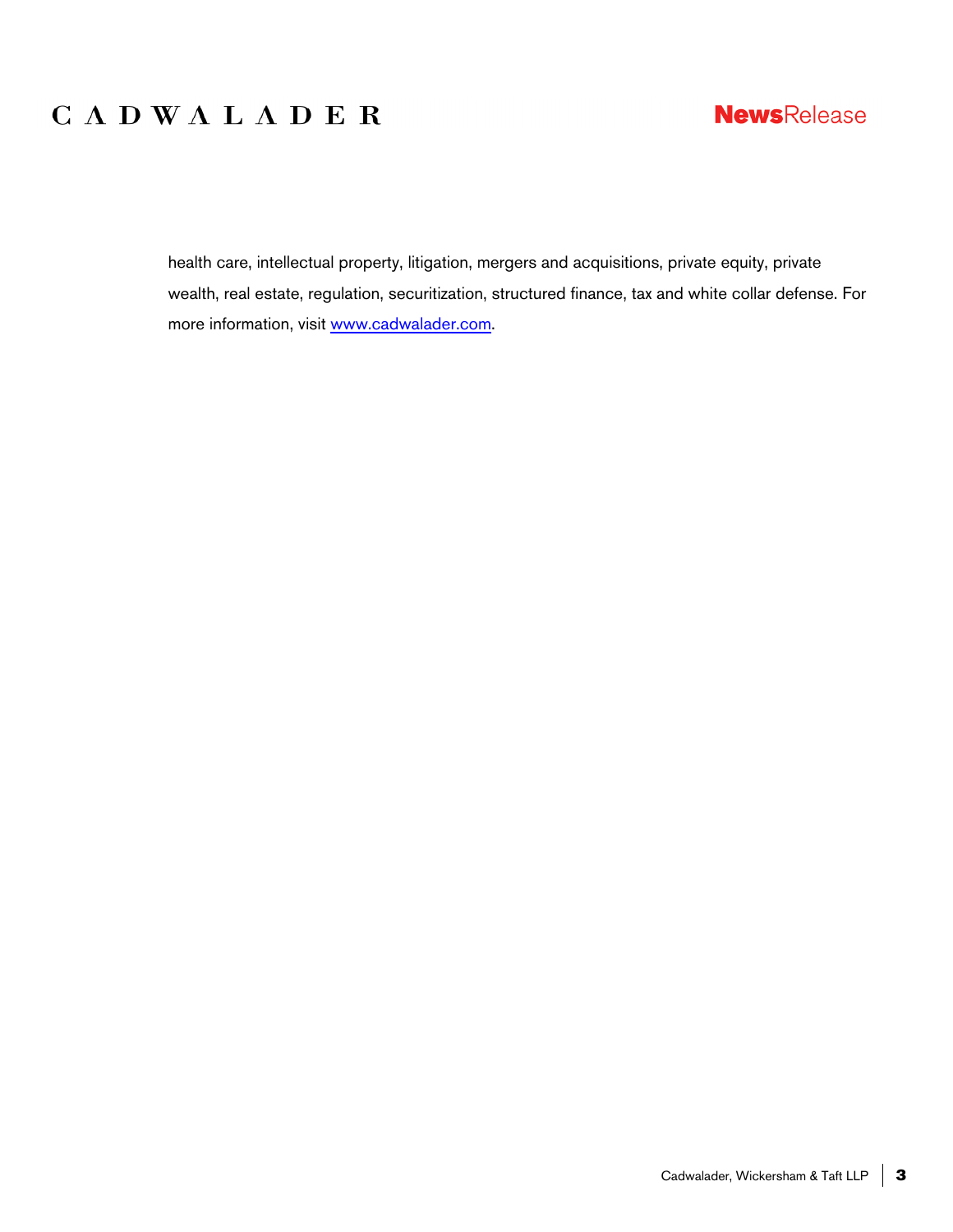health care, intellectual property, litigation, mergers and acquisitions, private equity, private wealth, real estate, regulation, securitization, structured finance, tax and white collar defense. For more information, visit [www.cadwalader.com](http://www.cadwalader.com).